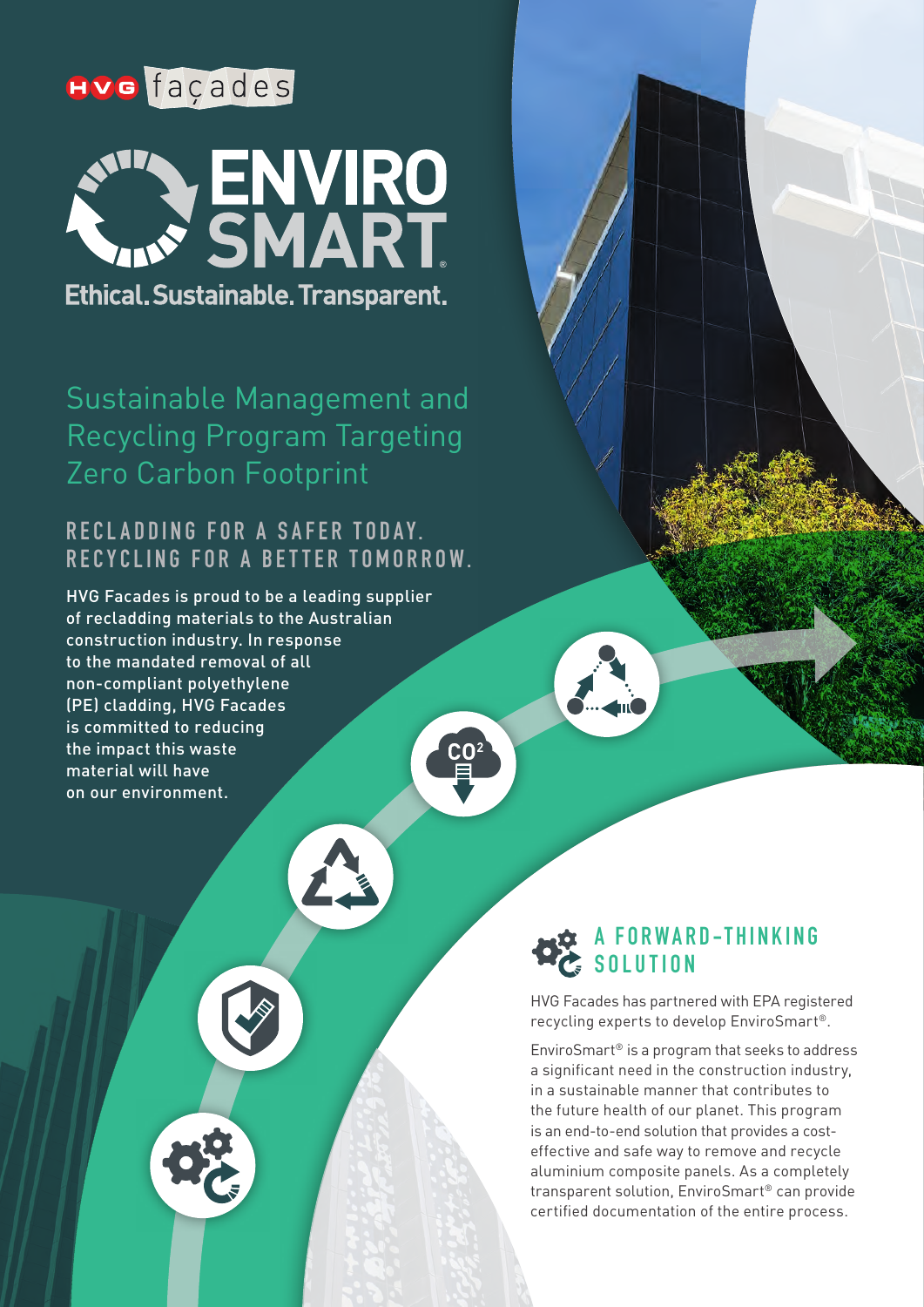HVG façades

# ENVIRO SMART®

**Ethical. Sustainable. Transparent.**

## Sustainable Management and Recycling Program Targeting Zero Carbon Footprint

### RECLADDING FOR A SAFER TODAY. RECYCLING FOR A BETTER TOMORROW.

HVG Facades is proud to be a leading supplier of recladding materials to the Australian construction industry. In response to the mandated removal of all non-compliant polyethylene (PE) cladding, HVG Facades is committed to reducing the impact this waste material will have on our environment.

### A FORWARD-THINKING SOLUTION

HVG Facades has partnered with EPA registered recycling experts to develop EnviroSmart®.

EnviroSmart® is a program that seeks to address a significant need in the construction industry, in a sustainable manner that contributes to the future health of our planet. This program is an end-to-end solution that provides a cost-effective and safe way to remove and recycle aluminium composite panels. As a completely transparent solution, EnviroSmart® can provide certified documentation of the entire process.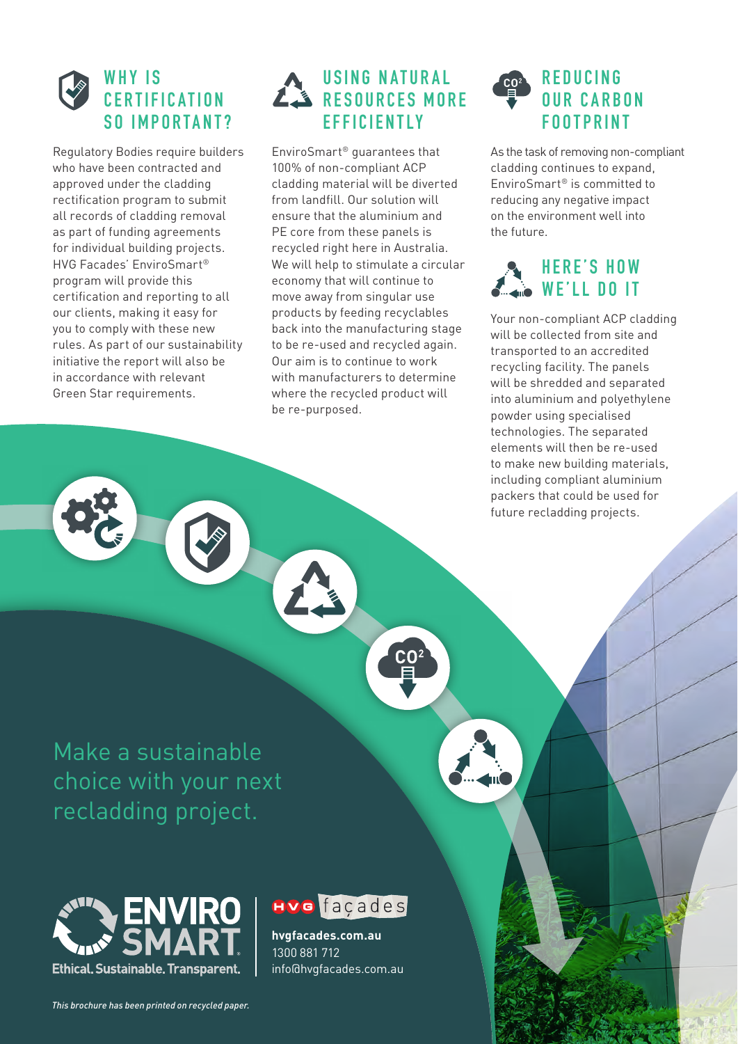## WHY IS CERTIFICATION SO IMPORTANT?

Regulatory Bodies require builders who have been contracted and approved under the cladding rectification program to submit all records of cladding removal as part of funding agreements for individual building projects. HVG Facades' EnviroSmart® program will provide this certification and reporting to all our clients, making it easy for you to comply with these new rules. As part of our sustainability initiative the report will also be in accordance with relevant Green Star requirements.

## USING NATURAL RESOURCES MORE EFFICIENTLY

EnviroSmart® guarantees that 100% of non-compliant ACP cladding material will be diverted from landfill. Our solution will ensure that the aluminium and PE core from these panels is recycled right here in Australia. We will help to stimulate a circular economy that will continue to move away from singular use products by feeding recyclables back into the manufacturing stage to be re-used and recycled again. Our aim is to continue to work with manufacturers to determine where the recycled product will be re-purposed.

## REDUCING OUR CARBON FOOTPRINT

As the task of removing non-compliant cladding continues to expand, EnviroSmart® is committed to reducing any negative impact on the environment well into the future.

## HERE'S HOW WE'LL DO IT

Your non-compliant ACP cladding will be collected from site and transported to an accredited recycling facility. The panels will be shredded and separated into aluminium and polyethylene powder using specialised technologies. The separated elements will then be re-used to make new building materials, including compliant aluminium packers that could be used for future recladding projects.

Make a sustainable choice with your next recladding project.

ENVIRO SMART
Ethical. Sustainable. Transparent.

HVG façades

**hvgfacades.com.au**
1300 881 712
info@hvgfacades.com.au

*This brochure has been printed on recycled paper.*